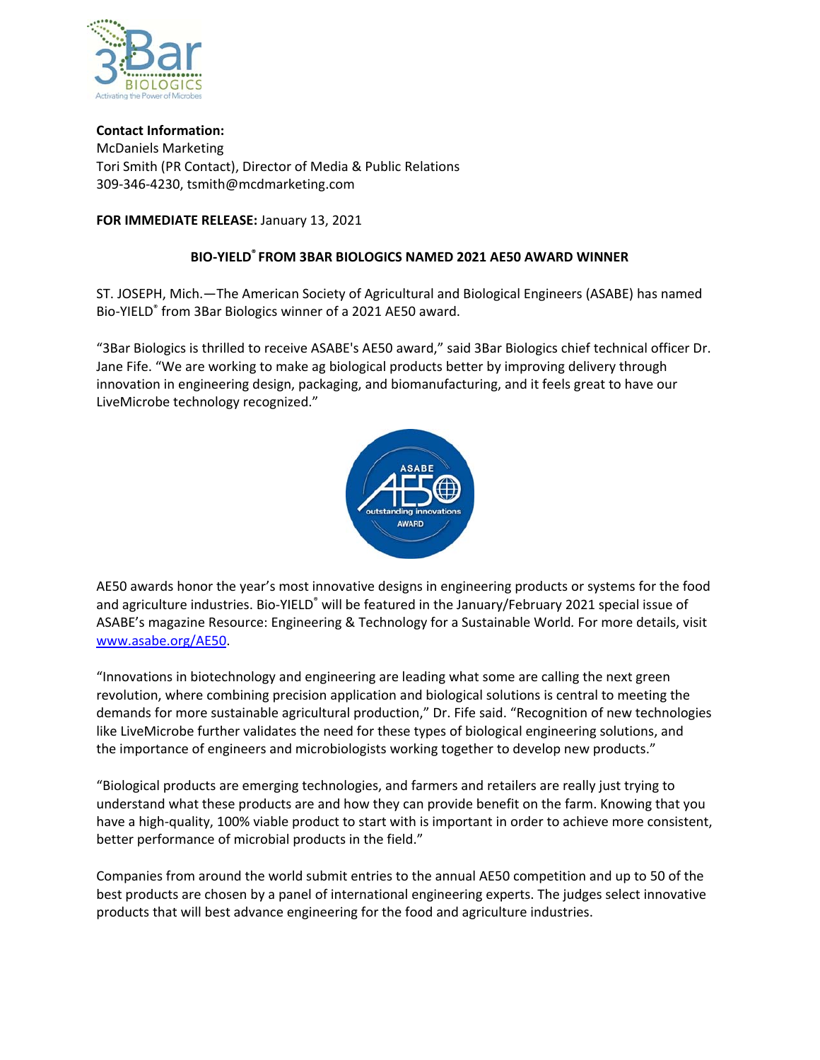**Contact Information:**
McDaniels Marketing
Tori Smith (PR Contact), Director of Media & Public Relations
309-346-4230, tsmith@mcdmarketing.com

**FOR IMMEDIATE RELEASE:** January 13, 2021

## BIO-YIELD® FROM 3BAR BIOLOGICS NAMED 2021 AE50 AWARD WINNER

ST. JOSEPH, Mich.—The American Society of Agricultural and Biological Engineers (ASABE) has named Bio-YIELD® from 3Bar Biologics winner of a 2021 AE50 award.

"3Bar Biologics is thrilled to receive ASABE's AE50 award," said 3Bar Biologics chief technical officer Dr. Jane Fife. "We are working to make ag biological products better by improving delivery through innovation in engineering design, packaging, and biomanufacturing, and it feels great to have our LiveMicrobe technology recognized."

AE50 awards honor the year's most innovative designs in engineering products or systems for the food and agriculture industries. Bio-YIELD® will be featured in the January/February 2021 special issue of ASABE's magazine Resource: Engineering & Technology for a Sustainable World. For more details, visit [www.asabe.org/AE50](www.asabe.org/AE50).

"Innovations in biotechnology and engineering are leading what some are calling the next green revolution, where combining precision application and biological solutions is central to meeting the demands for more sustainable agricultural production," Dr. Fife said. "Recognition of new technologies like LiveMicrobe further validates the need for these types of biological engineering solutions, and the importance of engineers and microbiologists working together to develop new products."

"Biological products are emerging technologies, and farmers and retailers are really just trying to understand what these products are and how they can provide benefit on the farm. Knowing that you have a high-quality, 100% viable product to start with is important in order to achieve more consistent, better performance of microbial products in the field."

Companies from around the world submit entries to the annual AE50 competition and up to 50 of the best products are chosen by a panel of international engineering experts. The judges select innovative products that will best advance engineering for the food and agriculture industries.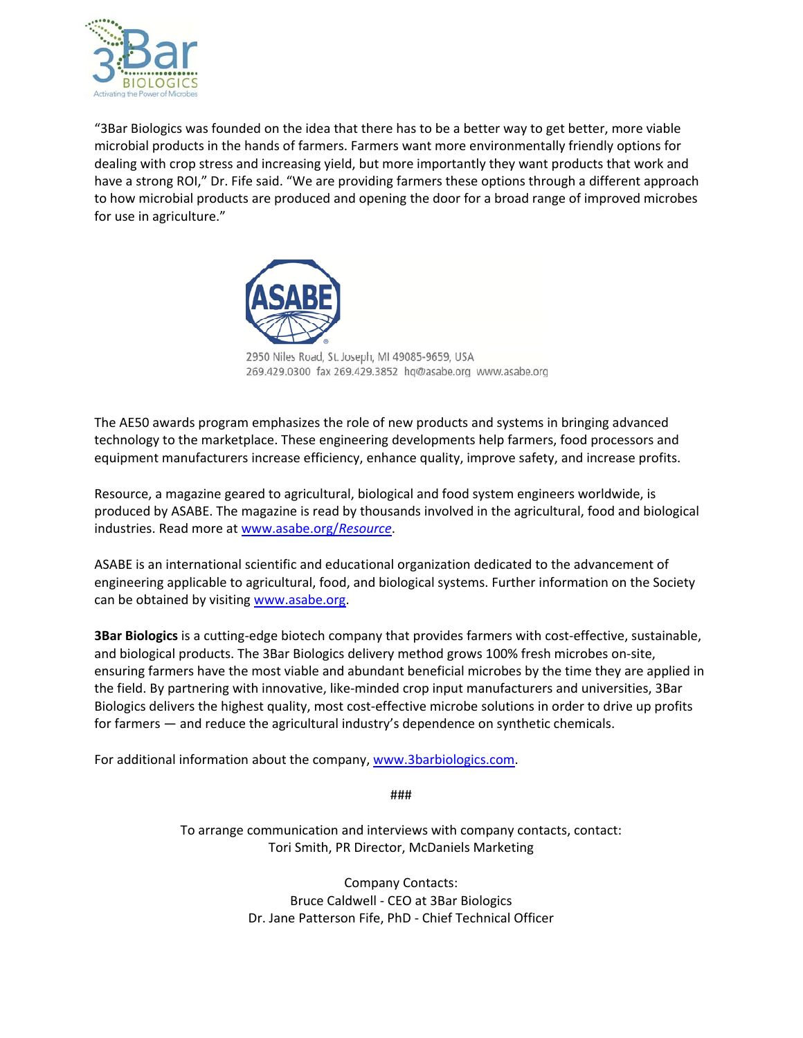"3Bar Biologics was founded on the idea that there has to be a better way to get better, more viable microbial products in the hands of farmers. Farmers want more environmentally friendly options for dealing with crop stress and increasing yield, but more importantly they want products that work and have a strong ROI," Dr. Fife said. "We are providing farmers these options through a different approach to how microbial products are produced and opening the door for a broad range of improved microbes for use in agriculture."

2950 Niles Road, St. Joseph, MI 49085-9659, USA
269.429.0300 fax 269.429.3852 hq@asabe.org www.asabe.org

The AE50 awards program emphasizes the role of new products and systems in bringing advanced technology to the marketplace. These engineering developments help farmers, food processors and equipment manufacturers increase efficiency, enhance quality, improve safety, and increase profits.

Resource, a magazine geared to agricultural, biological and food system engineers worldwide, is produced by ASABE. The magazine is read by thousands involved in the agricultural, food and biological industries. Read more at [www.asabe.org/*Resource*](www.asabe.org/Resource).

ASABE is an international scientific and educational organization dedicated to the advancement of engineering applicable to agricultural, food, and biological systems. Further information on the Society can be obtained by visiting [www.asabe.org](www.asabe.org).

**3Bar Biologics** is a cutting-edge biotech company that provides farmers with cost-effective, sustainable, and biological products. The 3Bar Biologics delivery method grows 100% fresh microbes on-site, ensuring farmers have the most viable and abundant beneficial microbes by the time they are applied in the field. By partnering with innovative, like-minded crop input manufacturers and universities, 3Bar Biologics delivers the highest quality, most cost-effective microbe solutions in order to drive up profits for farmers — and reduce the agricultural industry's dependence on synthetic chemicals.

For additional information about the company, [www.3barbiologics.com](www.3barbiologics.com).

###

To arrange communication and interviews with company contacts, contact:
Tori Smith, PR Director, McDaniels Marketing

Company Contacts:
Bruce Caldwell - CEO at 3Bar Biologics
Dr. Jane Patterson Fife, PhD - Chief Technical Officer